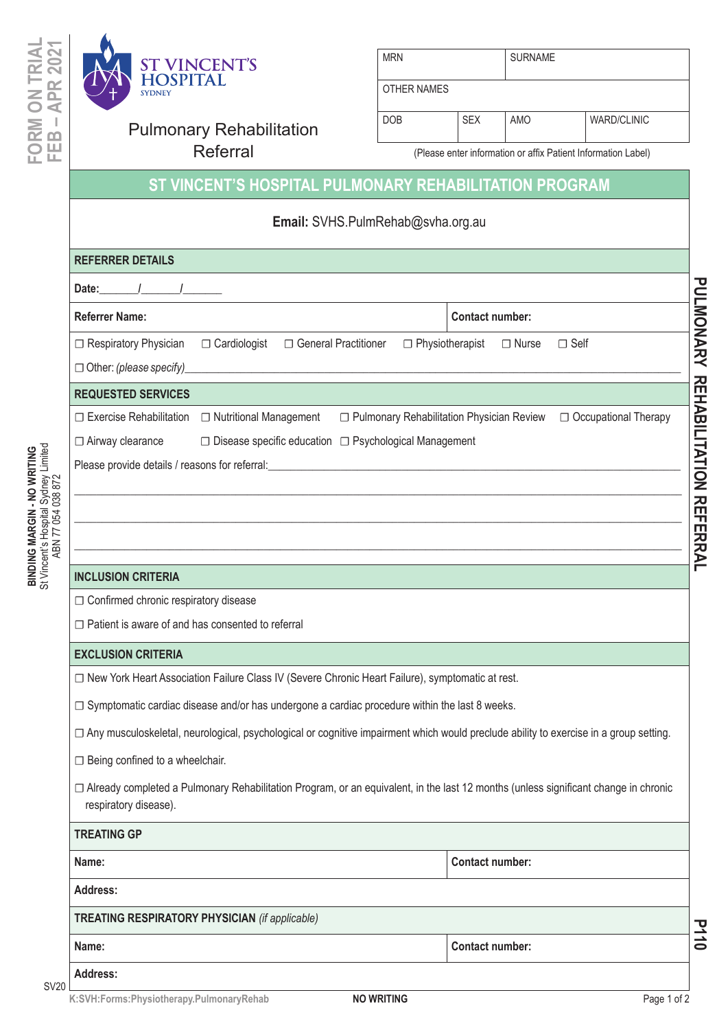ST VINCENT'S HOSPITAL SYDNEY

# Pulmonary Rehabilitation Referral

| MRN | | SURNAME | |
|---|---|---|---|
| OTHER NAMES | | | |
| DOB | SEX | AMO | WARD/CLINIC |

(Please enter information or affix Patient Information Label)

## ST VINCENT'S HOSPITAL PULMONARY REHABILITATION PROGRAM

**Email:** SVHS.PulmRehab@svha.org.au

### REFERRER DETAILS

**Date:**\_\_\_\_\_\_\_/\_\_\_\_\_\_\_/\_\_\_\_\_\_\_

**Referrer Name:** **Contact number:**

☐ Respiratory Physician ☐ Cardiologist ☐ General Practitioner ☐ Physiotherapist ☐ Nurse ☐ Self

☐ Other: *(please specify)*\_\_\_\_\_\_\_\_\_\_\_\_\_\_\_\_\_\_\_\_\_\_\_\_\_\_\_\_\_\_\_\_\_\_\_\_\_\_\_\_\_\_\_\_\_\_\_\_\_\_

### REQUESTED SERVICES

☐ Exercise Rehabilitation ☐ Nutritional Management ☐ Pulmonary Rehabilitation Physician Review ☐ Occupational Therapy

☐ Airway clearance ☐ Disease specific education ☐ Psychological Management

Please provide details / reasons for referral:\_\_\_\_\_\_\_\_\_\_\_\_\_\_\_\_\_\_\_\_\_\_\_\_\_\_\_\_\_\_\_\_\_\_\_\_\_\_\_\_\_\_\_\_\_\_\_\_\_\_

\_\_\_\_\_\_\_\_\_\_\_\_\_\_\_\_\_\_\_\_\_\_\_\_\_\_\_\_\_\_\_\_\_\_\_\_\_\_\_\_\_\_\_\_\_\_\_\_\_\_\_\_\_\_\_\_\_\_\_\_\_\_\_\_\_\_\_\_\_\_\_\_\_\_\_\_\_\_

\_\_\_\_\_\_\_\_\_\_\_\_\_\_\_\_\_\_\_\_\_\_\_\_\_\_\_\_\_\_\_\_\_\_\_\_\_\_\_\_\_\_\_\_\_\_\_\_\_\_\_\_\_\_\_\_\_\_\_\_\_\_\_\_\_\_\_\_\_\_\_\_\_\_\_\_\_\_

\_\_\_\_\_\_\_\_\_\_\_\_\_\_\_\_\_\_\_\_\_\_\_\_\_\_\_\_\_\_\_\_\_\_\_\_\_\_\_\_\_\_\_\_\_\_\_\_\_\_\_\_\_\_\_\_\_\_\_\_\_\_\_\_\_\_\_\_\_\_\_\_\_\_\_\_\_\_

### INCLUSION CRITERIA

☐ Confirmed chronic respiratory disease

☐ Patient is aware of and has consented to referral

### EXCLUSION CRITERIA

☐ New York Heart Association Failure Class IV (Severe Chronic Heart Failure), symptomatic at rest.

☐ Symptomatic cardiac disease and/or has undergone a cardiac procedure within the last 8 weeks.

☐ Any musculoskeletal, neurological, psychological or cognitive impairment which would preclude ability to exercise in a group setting.

☐ Being confined to a wheelchair.

☐ Already completed a Pulmonary Rehabilitation Program, or an equivalent, in the last 12 months (unless significant change in chronic respiratory disease).

### TREATING GP

**Name:** **Contact number:**

**Address:**

### TREATING RESPIRATORY PHYSICIAN *(if applicable)*

**Name:** **Contact number:**

**Address:**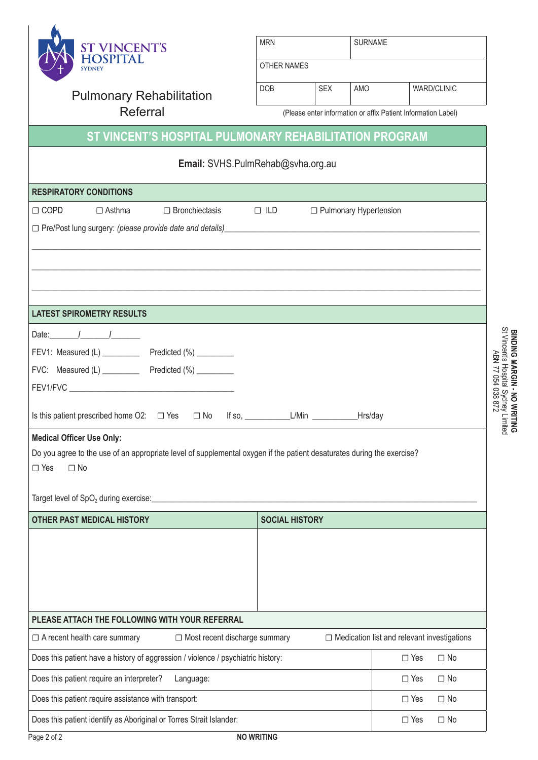ST VINCENT'S HOSPITAL SYDNEY

# Pulmonary Rehabilitation Referral

| MRN | SURNAME | | |
|---|---|---|---|
| OTHER NAMES | | | |
| DOB | SEX | AMO | WARD/CLINIC |

(Please enter information or affix Patient Information Label)

## ST VINCENT'S HOSPITAL PULMONARY REHABILITATION PROGRAM

**Email:** SVHS.PulmRehab@svha.org.au

### RESPIRATORY CONDITIONS

☐ COPD ☐ Asthma ☐ Bronchiectasis ☐ ILD ☐ Pulmonary Hypertension

☐ Pre/Post lung surgery: *(please provide date and details)*\_\_\_\_\_\_\_\_\_\_\_\_\_\_\_\_\_\_\_\_\_\_\_\_\_\_\_\_\_\_\_\_\_\_\_\_\_\_\_\_

\_\_\_\_\_\_\_\_\_\_\_\_\_\_\_\_\_\_\_\_\_\_\_\_\_\_\_\_\_\_\_\_\_\_\_\_\_\_\_\_\_\_\_\_\_\_\_\_\_\_\_\_\_\_\_\_\_\_\_\_\_\_\_\_\_\_\_\_\_\_\_\_\_\_\_\_

\_\_\_\_\_\_\_\_\_\_\_\_\_\_\_\_\_\_\_\_\_\_\_\_\_\_\_\_\_\_\_\_\_\_\_\_\_\_\_\_\_\_\_\_\_\_\_\_\_\_\_\_\_\_\_\_\_\_\_\_\_\_\_\_\_\_\_\_\_\_\_\_\_\_\_\_

\_\_\_\_\_\_\_\_\_\_\_\_\_\_\_\_\_\_\_\_\_\_\_\_\_\_\_\_\_\_\_\_\_\_\_\_\_\_\_\_\_\_\_\_\_\_\_\_\_\_\_\_\_\_\_\_\_\_\_\_\_\_\_\_\_\_\_\_\_\_\_\_\_\_\_\_

### LATEST SPIROMETRY RESULTS

Date:\_\_\_\_\_\_\_/\_\_\_\_\_\_\_/\_\_\_\_\_\_\_

FEV1: Measured (L) \_\_\_\_\_\_\_\_\_ Predicted (%) \_\_\_\_\_\_\_\_\_

FVC: Measured (L) \_\_\_\_\_\_\_\_\_ Predicted (%) \_\_\_\_\_\_\_\_\_

FEV1/FVC \_\_\_\_\_\_\_\_\_\_\_\_\_\_\_\_\_\_\_\_\_\_\_\_\_\_\_\_\_\_\_\_\_\_\_\_\_\_\_\_

Is this patient prescribed home O2: ☐ Yes ☐ No If so, \_\_\_\_\_\_\_\_\_\_\_L/Min \_\_\_\_\_\_\_\_\_\_\_Hrs/day

**Medical Officer Use Only:**

Do you agree to the use of an appropriate level of supplemental oxygen if the patient desaturates during the exercise?

☐ Yes ☐ No

Target level of $SpO_2$ during exercise:\_\_\_\_\_\_\_\_\_\_\_\_\_\_\_\_\_\_\_\_\_\_\_\_\_\_\_\_\_\_\_\_\_\_\_\_\_\_\_\_\_\_\_\_\_\_\_\_\_\_\_\_\_\_\_\_

| OTHER PAST MEDICAL HISTORY | SOCIAL HISTORY |
|---|---|
| | |

### PLEASE ATTACH THE FOLLOWING WITH YOUR REFERRAL

☐ A recent health care summary ☐ Most recent discharge summary ☐ Medication list and relevant investigations

| | |
|---|---|
| Does this patient have a history of aggression / violence / psychiatric history: | ☐ Yes ☐ No |
| Does this patient require an interpreter? Language: | ☐ Yes ☐ No |
| Does this patient require assistance with transport: | ☐ Yes ☐ No |
| Does this patient identify as Aboriginal or Torres Strait Islander: | ☐ Yes ☐ No |

BINDING MARGIN - NO WRITING
St Vincent's Hospital Sydney Limited
ABN 77 054 038 872

NO WRITING